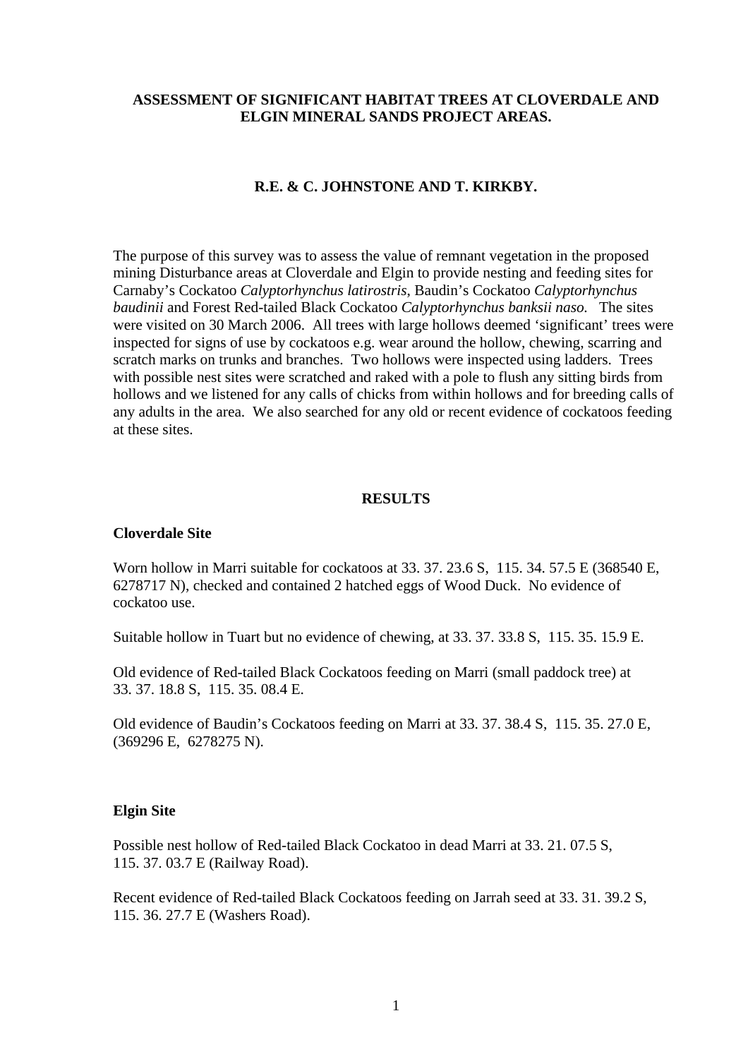# ASSESSMENT OF SIGNIFICANT HABITAT TREES AT CLOVERDALE AND ELGIN MINERAL SANDS PROJECT AREAS.

**R.E. & C. JOHNSTONE AND T. KIRKBY.**

The purpose of this survey was to assess the value of remnant vegetation in the proposed mining Disturbance areas at Cloverdale and Elgin to provide nesting and feeding sites for Carnaby's Cockatoo *Calyptorhynchus latirostris*, Baudin's Cockatoo *Calyptorhynchus baudinii* and Forest Red-tailed Black Cockatoo *Calyptorhynchus banksii naso.* The sites were visited on 30 March 2006. All trees with large hollows deemed 'significant' trees were inspected for signs of use by cockatoos e.g. wear around the hollow, chewing, scarring and scratch marks on trunks and branches. Two hollows were inspected using ladders. Trees with possible nest sites were scratched and raked with a pole to flush any sitting birds from hollows and we listened for any calls of chicks from within hollows and for breeding calls of any adults in the area. We also searched for any old or recent evidence of cockatoos feeding at these sites.

## RESULTS

### Cloverdale Site

Worn hollow in Marri suitable for cockatoos at 33. 37. 23.6 S, 115. 34. 57.5 E (368540 E, 6278717 N), checked and contained 2 hatched eggs of Wood Duck. No evidence of cockatoo use.

Suitable hollow in Tuart but no evidence of chewing, at 33. 37. 33.8 S, 115. 35. 15.9 E.

Old evidence of Red-tailed Black Cockatoos feeding on Marri (small paddock tree) at 33. 37. 18.8 S, 115. 35. 08.4 E.

Old evidence of Baudin's Cockatoos feeding on Marri at 33. 37. 38.4 S, 115. 35. 27.0 E, (369296 E, 6278275 N).

### Elgin Site

Possible nest hollow of Red-tailed Black Cockatoo in dead Marri at 33. 21. 07.5 S, 115. 37. 03.7 E (Railway Road).

Recent evidence of Red-tailed Black Cockatoos feeding on Jarrah seed at 33. 31. 39.2 S, 115. 36. 27.7 E (Washers Road).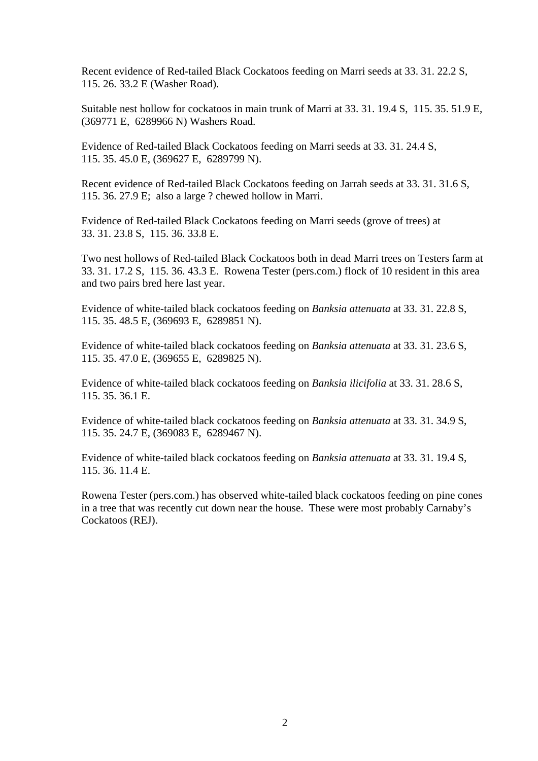Recent evidence of Red-tailed Black Cockatoos feeding on Marri seeds at 33. 31. 22.2 S, 115. 26. 33.2 E (Washer Road).

Suitable nest hollow for cockatoos in main trunk of Marri at 33. 31. 19.4 S, 115. 35. 51.9 E, (369771 E, 6289966 N) Washers Road.

Evidence of Red-tailed Black Cockatoos feeding on Marri seeds at 33. 31. 24.4 S, 115. 35. 45.0 E, (369627 E, 6289799 N).

Recent evidence of Red-tailed Black Cockatoos feeding on Jarrah seeds at 33. 31. 31.6 S, 115. 36. 27.9 E; also a large ? chewed hollow in Marri.

Evidence of Red-tailed Black Cockatoos feeding on Marri seeds (grove of trees) at 33. 31. 23.8 S, 115. 36. 33.8 E.

Two nest hollows of Red-tailed Black Cockatoos both in dead Marri trees on Testers farm at 33. 31. 17.2 S, 115. 36. 43.3 E. Rowena Tester (pers.com.) flock of 10 resident in this area and two pairs bred here last year.

Evidence of white-tailed black cockatoos feeding on *Banksia attenuata* at 33. 31. 22.8 S, 115. 35. 48.5 E, (369693 E, 6289851 N).

Evidence of white-tailed black cockatoos feeding on *Banksia attenuata* at 33. 31. 23.6 S, 115. 35. 47.0 E, (369655 E, 6289825 N).

Evidence of white-tailed black cockatoos feeding on *Banksia ilicifolia* at 33. 31. 28.6 S, 115. 35. 36.1 E.

Evidence of white-tailed black cockatoos feeding on *Banksia attenuata* at 33. 31. 34.9 S, 115. 35. 24.7 E, (369083 E, 6289467 N).

Evidence of white-tailed black cockatoos feeding on *Banksia attenuata* at 33. 31. 19.4 S, 115. 36. 11.4 E.

Rowena Tester (pers.com.) has observed white-tailed black cockatoos feeding on pine cones in a tree that was recently cut down near the house. These were most probably Carnaby's Cockatoos (REJ).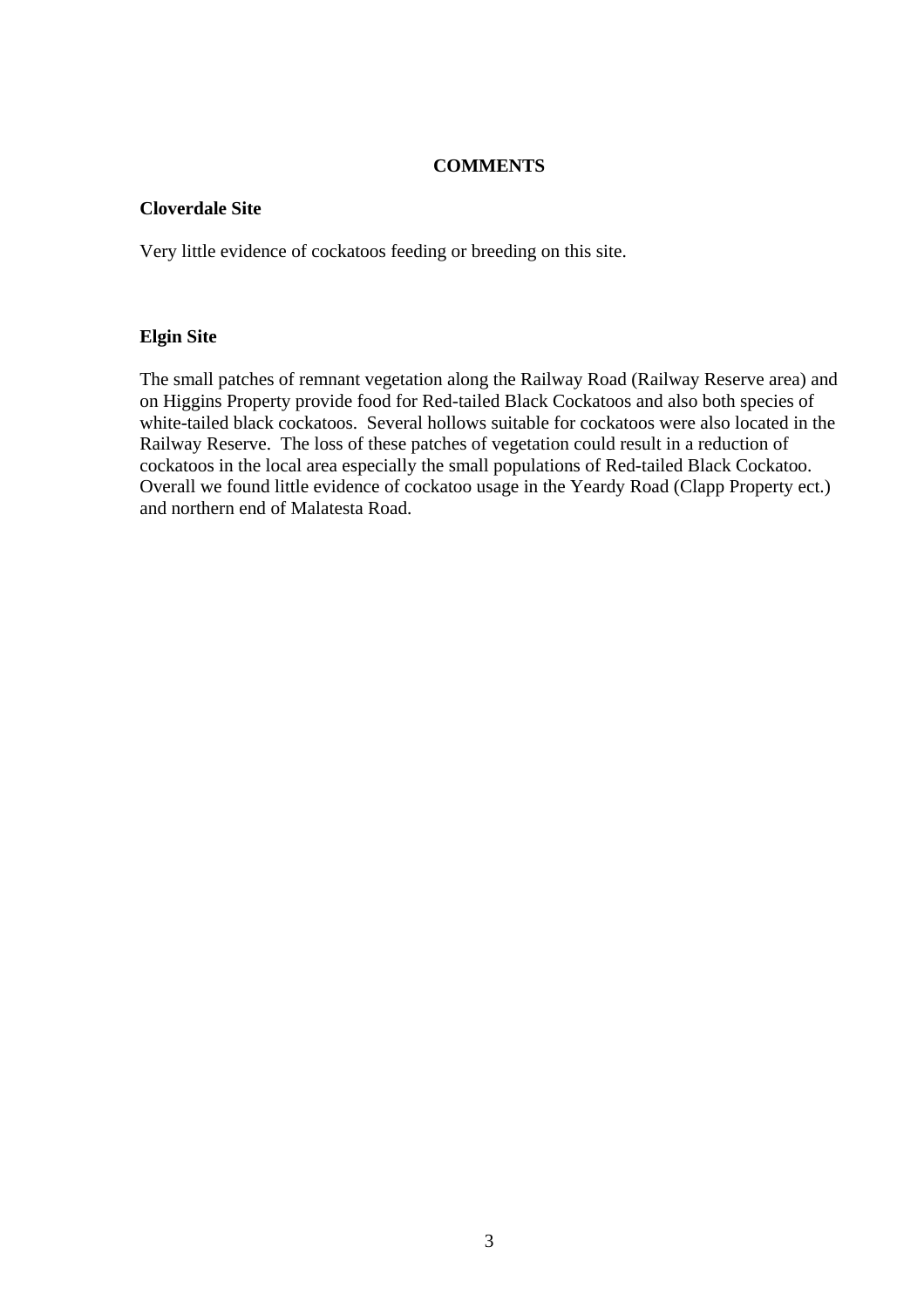# COMMENTS

## Cloverdale Site

Very little evidence of cockatoos feeding or breeding on this site.

## Elgin Site

The small patches of remnant vegetation along the Railway Road (Railway Reserve area) and on Higgins Property provide food for Red-tailed Black Cockatoos and also both species of white-tailed black cockatoos. Several hollows suitable for cockatoos were also located in the Railway Reserve. The loss of these patches of vegetation could result in a reduction of cockatoos in the local area especially the small populations of Red-tailed Black Cockatoo. Overall we found little evidence of cockatoo usage in the Yeardy Road (Clapp Property ect.) and northern end of Malatesta Road.